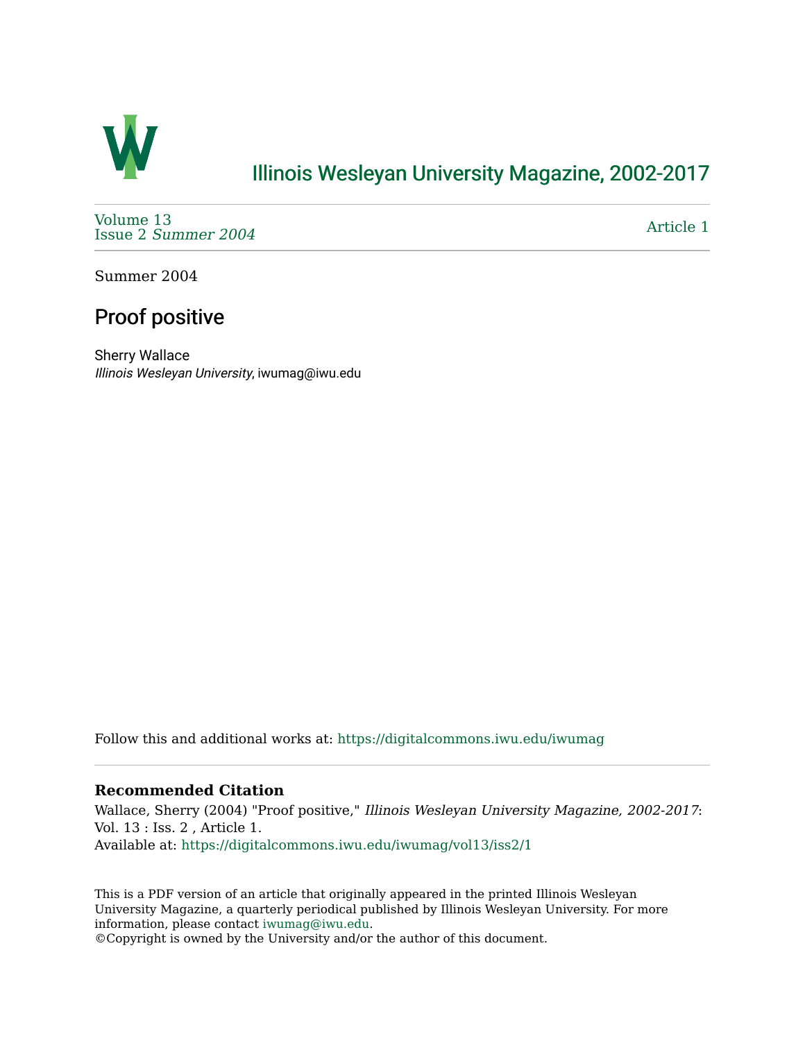# Illinois Wesleyan University Magazine, 2002-2017

Volume 13
Issue 2 *Summer 2004*

Article 1

Summer 2004

## Proof positive

Sherry Wallace
*Illinois Wesleyan University*, iwumag@iwu.edu

Follow this and additional works at: https://digitalcommons.iwu.edu/iwumag

### Recommended Citation

Wallace, Sherry (2004) "Proof positive," *Illinois Wesleyan University Magazine, 2002-2017*: Vol. 13 : Iss. 2 , Article 1.
Available at: https://digitalcommons.iwu.edu/iwumag/vol13/iss2/1

This is a PDF version of an article that originally appeared in the printed Illinois Wesleyan University Magazine, a quarterly periodical published by Illinois Wesleyan University. For more information, please contact iwumag@iwu.edu.
©Copyright is owned by the University and/or the author of this document.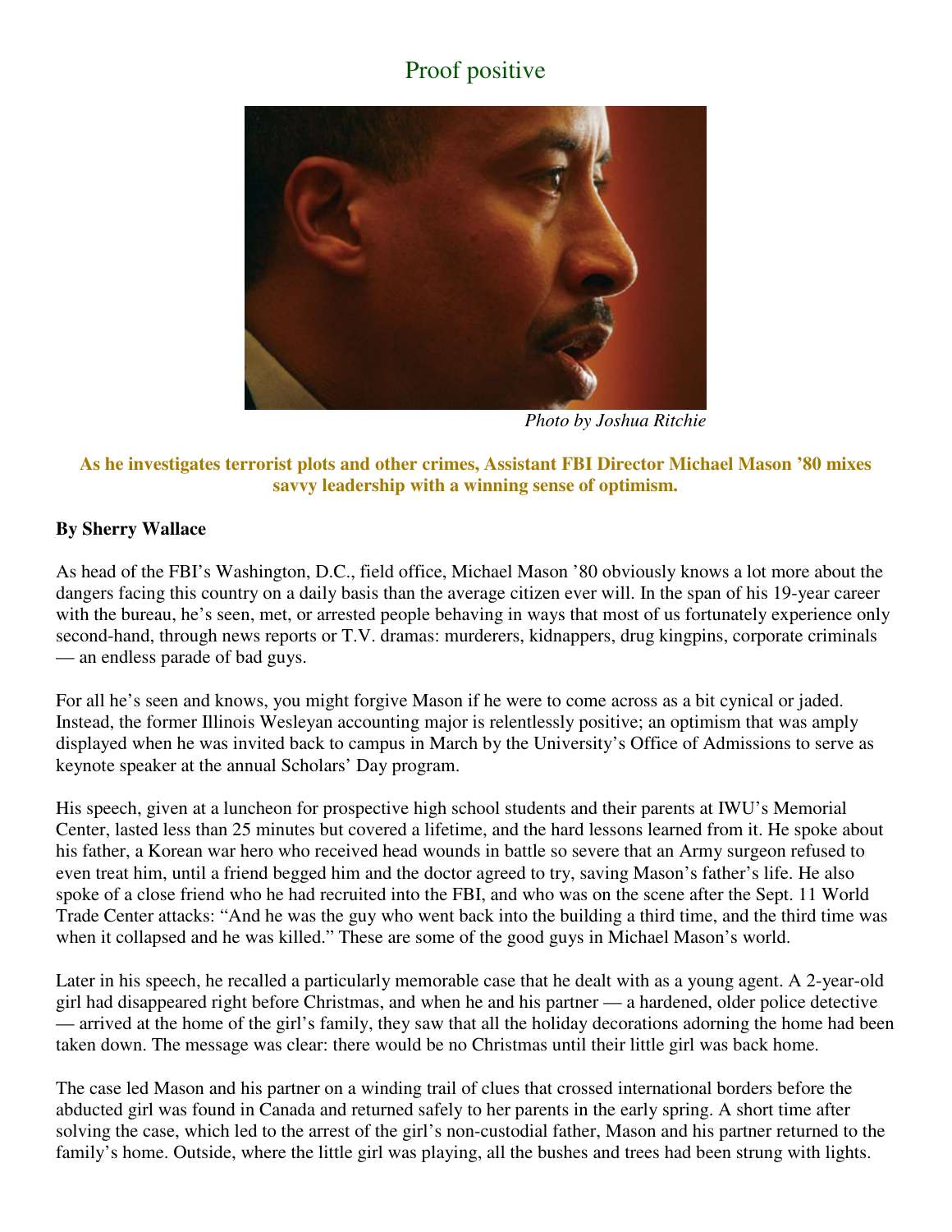# Proof positive

*Photo by Joshua Ritchie*

**As he investigates terrorist plots and other crimes, Assistant FBI Director Michael Mason '80 mixes savvy leadership with a winning sense of optimism.**

**By Sherry Wallace**

As head of the FBI's Washington, D.C., field office, Michael Mason '80 obviously knows a lot more about the dangers facing this country on a daily basis than the average citizen ever will. In the span of his 19-year career with the bureau, he's seen, met, or arrested people behaving in ways that most of us fortunately experience only second-hand, through news reports or T.V. dramas: murderers, kidnappers, drug kingpins, corporate criminals — an endless parade of bad guys.

For all he's seen and knows, you might forgive Mason if he were to come across as a bit cynical or jaded. Instead, the former Illinois Wesleyan accounting major is relentlessly positive; an optimism that was amply displayed when he was invited back to campus in March by the University's Office of Admissions to serve as keynote speaker at the annual Scholars' Day program.

His speech, given at a luncheon for prospective high school students and their parents at IWU's Memorial Center, lasted less than 25 minutes but covered a lifetime, and the hard lessons learned from it. He spoke about his father, a Korean war hero who received head wounds in battle so severe that an Army surgeon refused to even treat him, until a friend begged him and the doctor agreed to try, saving Mason's father's life. He also spoke of a close friend who he had recruited into the FBI, and who was on the scene after the Sept. 11 World Trade Center attacks: "And he was the guy who went back into the building a third time, and the third time was when it collapsed and he was killed." These are some of the good guys in Michael Mason's world.

Later in his speech, he recalled a particularly memorable case that he dealt with as a young agent. A 2-year-old girl had disappeared right before Christmas, and when he and his partner — a hardened, older police detective — arrived at the home of the girl's family, they saw that all the holiday decorations adorning the home had been taken down. The message was clear: there would be no Christmas until their little girl was back home.

The case led Mason and his partner on a winding trail of clues that crossed international borders before the abducted girl was found in Canada and returned safely to her parents in the early spring. A short time after solving the case, which led to the arrest of the girl's non-custodial father, Mason and his partner returned to the family's home. Outside, where the little girl was playing, all the bushes and trees had been strung with lights.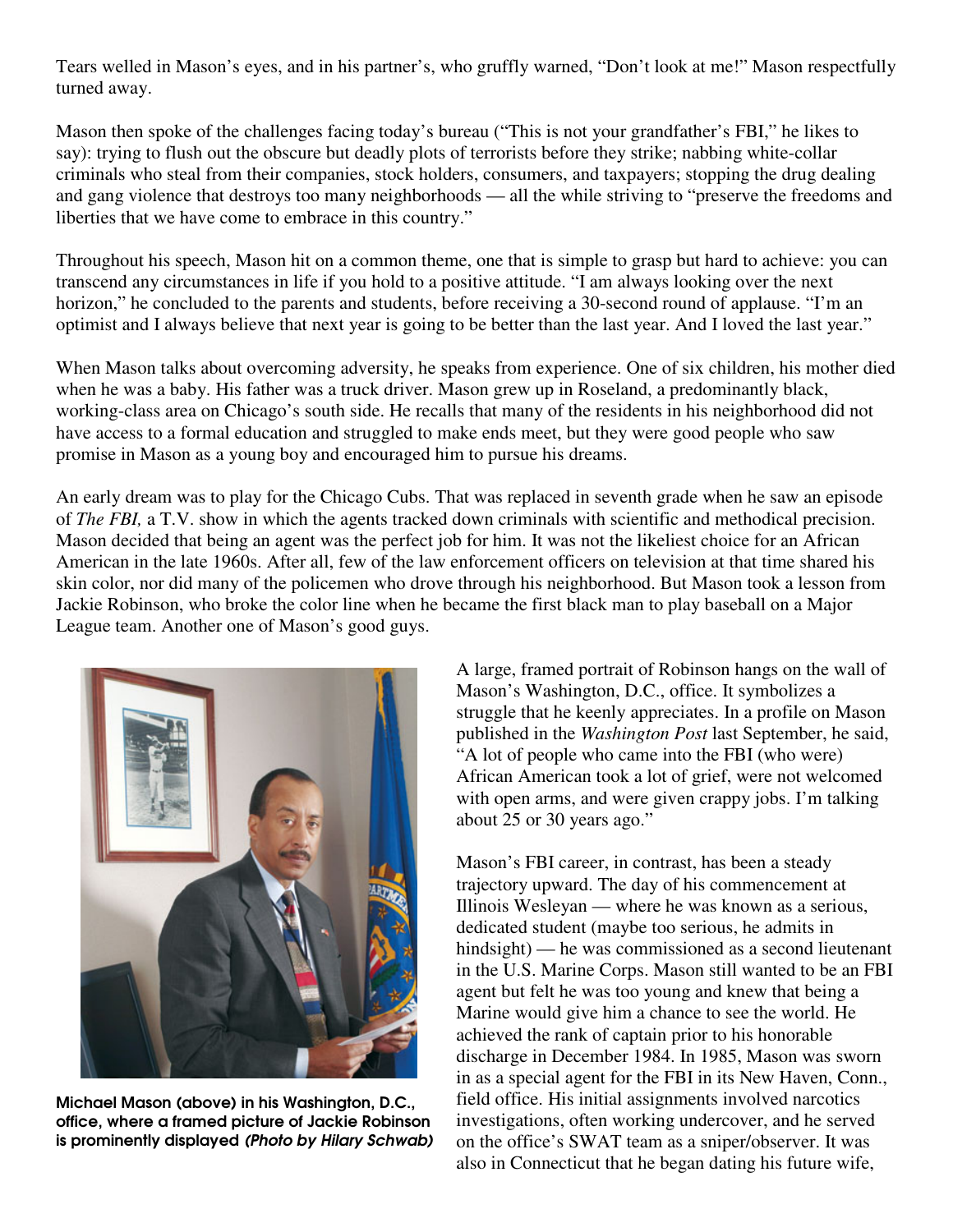Tears welled in Mason's eyes, and in his partner's, who gruffly warned, "Don't look at me!" Mason respectfully turned away.

Mason then spoke of the challenges facing today's bureau ("This is not your grandfather's FBI," he likes to say): trying to flush out the obscure but deadly plots of terrorists before they strike; nabbing white-collar criminals who steal from their companies, stock holders, consumers, and taxpayers; stopping the drug dealing and gang violence that destroys too many neighborhoods — all the while striving to "preserve the freedoms and liberties that we have come to embrace in this country."

Throughout his speech, Mason hit on a common theme, one that is simple to grasp but hard to achieve: you can transcend any circumstances in life if you hold to a positive attitude. "I am always looking over the next horizon," he concluded to the parents and students, before receiving a 30-second round of applause. "I'm an optimist and I always believe that next year is going to be better than the last year. And I loved the last year."

When Mason talks about overcoming adversity, he speaks from experience. One of six children, his mother died when he was a baby. His father was a truck driver. Mason grew up in Roseland, a predominantly black, working-class area on Chicago's south side. He recalls that many of the residents in his neighborhood did not have access to a formal education and struggled to make ends meet, but they were good people who saw promise in Mason as a young boy and encouraged him to pursue his dreams.

An early dream was to play for the Chicago Cubs. That was replaced in seventh grade when he saw an episode of *The FBI,* a T.V. show in which the agents tracked down criminals with scientific and methodical precision. Mason decided that being an agent was the perfect job for him. It was not the likeliest choice for an African American in the late 1960s. After all, few of the law enforcement officers on television at that time shared his skin color, nor did many of the policemen who drove through his neighborhood. But Mason took a lesson from Jackie Robinson, who broke the color line when he became the first black man to play baseball on a Major League team. Another one of Mason's good guys.

**Michael Mason (above) in his Washington, D.C., office, where a framed picture of Jackie Robinson is prominently displayed *(Photo by Hilary Schwab)***

A large, framed portrait of Robinson hangs on the wall of Mason's Washington, D.C., office. It symbolizes a struggle that he keenly appreciates. In a profile on Mason published in the *Washington Post* last September, he said, "A lot of people who came into the FBI (who were) African American took a lot of grief, were not welcomed with open arms, and were given crappy jobs. I'm talking about 25 or 30 years ago."

Mason's FBI career, in contrast, has been a steady trajectory upward. The day of his commencement at Illinois Wesleyan — where he was known as a serious, dedicated student (maybe too serious, he admits in hindsight) — he was commissioned as a second lieutenant in the U.S. Marine Corps. Mason still wanted to be an FBI agent but felt he was too young and knew that being a Marine would give him a chance to see the world. He achieved the rank of captain prior to his honorable discharge in December 1984. In 1985, Mason was sworn in as a special agent for the FBI in its New Haven, Conn., field office. His initial assignments involved narcotics investigations, often working undercover, and he served on the office's SWAT team as a sniper/observer. It was also in Connecticut that he began dating his future wife,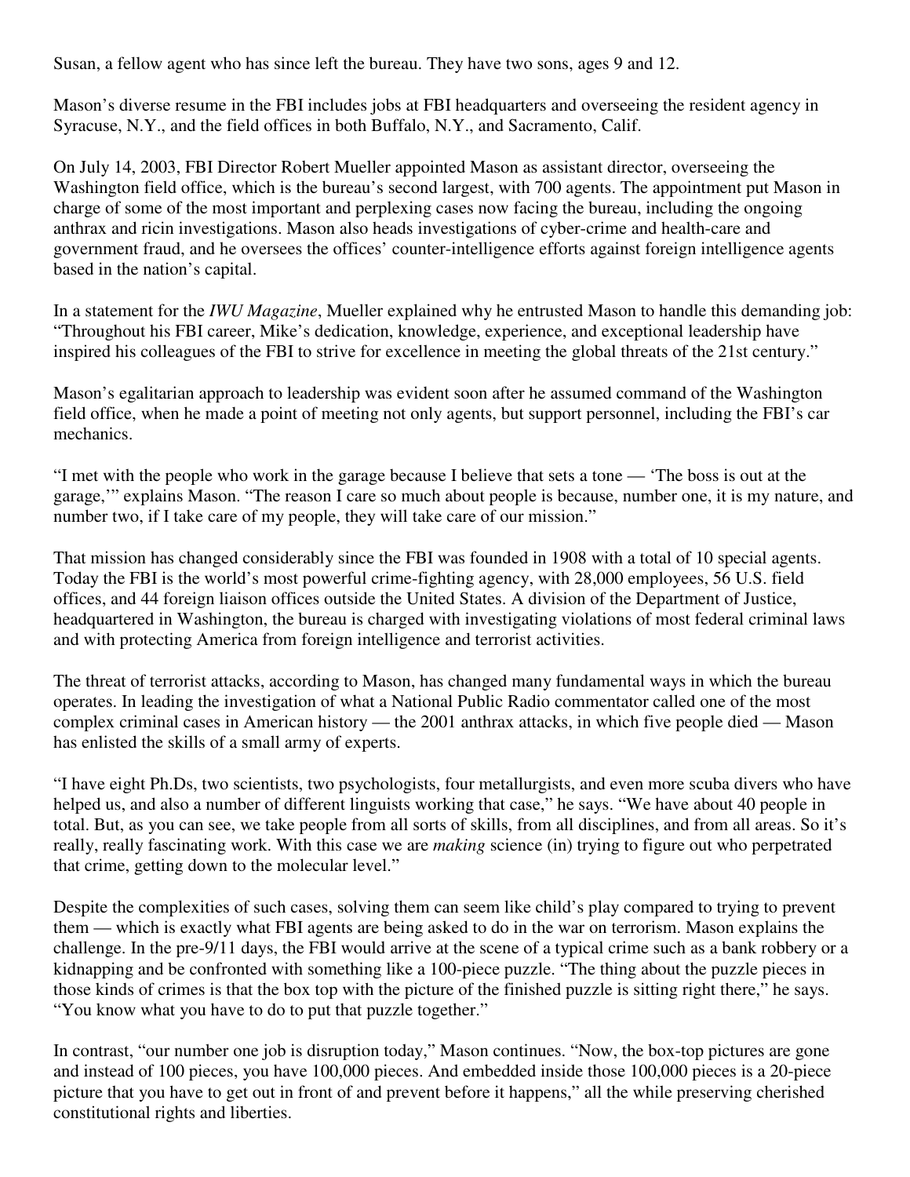Susan, a fellow agent who has since left the bureau. They have two sons, ages 9 and 12.

Mason's diverse resume in the FBI includes jobs at FBI headquarters and overseeing the resident agency in Syracuse, N.Y., and the field offices in both Buffalo, N.Y., and Sacramento, Calif.

On July 14, 2003, FBI Director Robert Mueller appointed Mason as assistant director, overseeing the Washington field office, which is the bureau's second largest, with 700 agents. The appointment put Mason in charge of some of the most important and perplexing cases now facing the bureau, including the ongoing anthrax and ricin investigations. Mason also heads investigations of cyber-crime and health-care and government fraud, and he oversees the offices' counter-intelligence efforts against foreign intelligence agents based in the nation's capital.

In a statement for the *IWU Magazine*, Mueller explained why he entrusted Mason to handle this demanding job: "Throughout his FBI career, Mike's dedication, knowledge, experience, and exceptional leadership have inspired his colleagues of the FBI to strive for excellence in meeting the global threats of the 21st century."

Mason's egalitarian approach to leadership was evident soon after he assumed command of the Washington field office, when he made a point of meeting not only agents, but support personnel, including the FBI's car mechanics.

"I met with the people who work in the garage because I believe that sets a tone — 'The boss is out at the garage,'" explains Mason. "The reason I care so much about people is because, number one, it is my nature, and number two, if I take care of my people, they will take care of our mission."

That mission has changed considerably since the FBI was founded in 1908 with a total of 10 special agents. Today the FBI is the world's most powerful crime-fighting agency, with 28,000 employees, 56 U.S. field offices, and 44 foreign liaison offices outside the United States. A division of the Department of Justice, headquartered in Washington, the bureau is charged with investigating violations of most federal criminal laws and with protecting America from foreign intelligence and terrorist activities.

The threat of terrorist attacks, according to Mason, has changed many fundamental ways in which the bureau operates. In leading the investigation of what a National Public Radio commentator called one of the most complex criminal cases in American history — the 2001 anthrax attacks, in which five people died — Mason has enlisted the skills of a small army of experts.

"I have eight Ph.Ds, two scientists, two psychologists, four metallurgists, and even more scuba divers who have helped us, and also a number of different linguists working that case," he says. "We have about 40 people in total. But, as you can see, we take people from all sorts of skills, from all disciplines, and from all areas. So it's really, really fascinating work. With this case we are *making* science (in) trying to figure out who perpetrated that crime, getting down to the molecular level."

Despite the complexities of such cases, solving them can seem like child's play compared to trying to prevent them — which is exactly what FBI agents are being asked to do in the war on terrorism. Mason explains the challenge. In the pre-9/11 days, the FBI would arrive at the scene of a typical crime such as a bank robbery or a kidnapping and be confronted with something like a 100-piece puzzle. "The thing about the puzzle pieces in those kinds of crimes is that the box top with the picture of the finished puzzle is sitting right there," he says. "You know what you have to do to put that puzzle together."

In contrast, "our number one job is disruption today," Mason continues. "Now, the box-top pictures are gone and instead of 100 pieces, you have 100,000 pieces. And embedded inside those 100,000 pieces is a 20-piece picture that you have to get out in front of and prevent before it happens," all the while preserving cherished constitutional rights and liberties.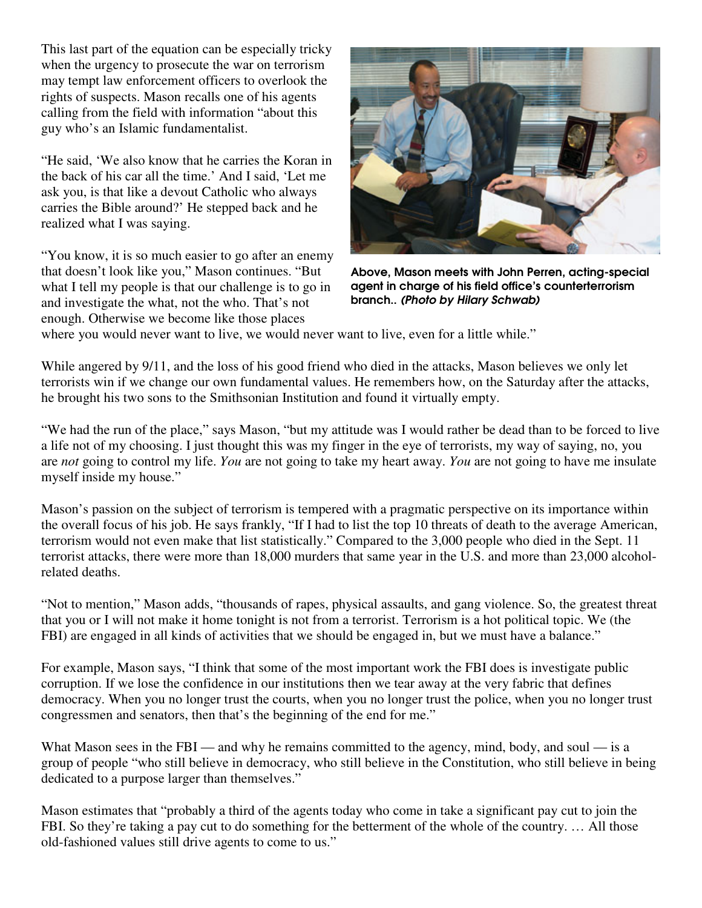This last part of the equation can be especially tricky when the urgency to prosecute the war on terrorism may tempt law enforcement officers to overlook the rights of suspects. Mason recalls one of his agents calling from the field with information "about this guy who's an Islamic fundamentalist.

"He said, 'We also know that he carries the Koran in the back of his car all the time.' And I said, 'Let me ask you, is that like a devout Catholic who always carries the Bible around?' He stepped back and he realized what I was saying.

"You know, it is so much easier to go after an enemy that doesn't look like you," Mason continues. "But what I tell my people is that our challenge is to go in and investigate the what, not the who. That's not enough. Otherwise we become like those places where you would never want to live, we would never want to live, even for a little while."

**Above, Mason meets with John Perren, acting-special agent in charge of his field office's counterterrorism branch..** ***(Photo by Hilary Schwab)***

While angered by 9/11, and the loss of his good friend who died in the attacks, Mason believes we only let terrorists win if we change our own fundamental values. He remembers how, on the Saturday after the attacks, he brought his two sons to the Smithsonian Institution and found it virtually empty.

"We had the run of the place," says Mason, "but my attitude was I would rather be dead than to be forced to live a life not of my choosing. I just thought this was my finger in the eye of terrorists, my way of saying, no, you are *not* going to control my life. *You* are not going to take my heart away. *You* are not going to have me insulate myself inside my house."

Mason's passion on the subject of terrorism is tempered with a pragmatic perspective on its importance within the overall focus of his job. He says frankly, "If I had to list the top 10 threats of death to the average American, terrorism would not even make that list statistically." Compared to the 3,000 people who died in the Sept. 11 terrorist attacks, there were more than 18,000 murders that same year in the U.S. and more than 23,000 alcohol-related deaths.

"Not to mention," Mason adds, "thousands of rapes, physical assaults, and gang violence. So, the greatest threat that you or I will not make it home tonight is not from a terrorist. Terrorism is a hot political topic. We (the FBI) are engaged in all kinds of activities that we should be engaged in, but we must have a balance."

For example, Mason says, "I think that some of the most important work the FBI does is investigate public corruption. If we lose the confidence in our institutions then we tear away at the very fabric that defines democracy. When you no longer trust the courts, when you no longer trust the police, when you no longer trust congressmen and senators, then that's the beginning of the end for me."

What Mason sees in the FBI — and why he remains committed to the agency, mind, body, and soul — is a group of people "who still believe in democracy, who still believe in the Constitution, who still believe in being dedicated to a purpose larger than themselves."

Mason estimates that "probably a third of the agents today who come in take a significant pay cut to join the FBI. So they're taking a pay cut to do something for the betterment of the whole of the country. … All those old-fashioned values still drive agents to come to us."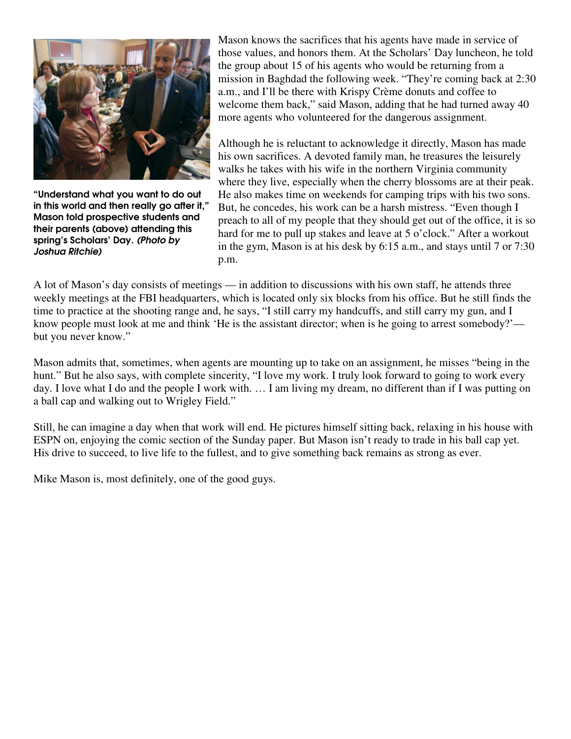**"Understand what you want to do out in this world and then really go after it," Mason told prospective students and their parents (above) attending this spring's Scholars' Day.** ***(Photo by Joshua Ritchie)***

Mason knows the sacrifices that his agents have made in service of those values, and honors them. At the Scholars' Day luncheon, he told the group about 15 of his agents who would be returning from a mission in Baghdad the following week. "They're coming back at 2:30 a.m., and I'll be there with Krispy Crème donuts and coffee to welcome them back," said Mason, adding that he had turned away 40 more agents who volunteered for the dangerous assignment.

Although he is reluctant to acknowledge it directly, Mason has made his own sacrifices. A devoted family man, he treasures the leisurely walks he takes with his wife in the northern Virginia community where they live, especially when the cherry blossoms are at their peak. He also makes time on weekends for camping trips with his two sons. But, he concedes, his work can be a harsh mistress. "Even though I preach to all of my people that they should get out of the office, it is so hard for me to pull up stakes and leave at 5 o'clock." After a workout in the gym, Mason is at his desk by 6:15 a.m., and stays until 7 or 7:30 p.m.

A lot of Mason's day consists of meetings — in addition to discussions with his own staff, he attends three weekly meetings at the FBI headquarters, which is located only six blocks from his office. But he still finds the time to practice at the shooting range and, he says, "I still carry my handcuffs, and still carry my gun, and I know people must look at me and think 'He is the assistant director; when is he going to arrest somebody?'— but you never know."

Mason admits that, sometimes, when agents are mounting up to take on an assignment, he misses "being in the hunt." But he also says, with complete sincerity, "I love my work. I truly look forward to going to work every day. I love what I do and the people I work with. … I am living my dream, no different than if I was putting on a ball cap and walking out to Wrigley Field."

Still, he can imagine a day when that work will end. He pictures himself sitting back, relaxing in his house with ESPN on, enjoying the comic section of the Sunday paper. But Mason isn't ready to trade in his ball cap yet. His drive to succeed, to live life to the fullest, and to give something back remains as strong as ever.

Mike Mason is, most definitely, one of the good guys.